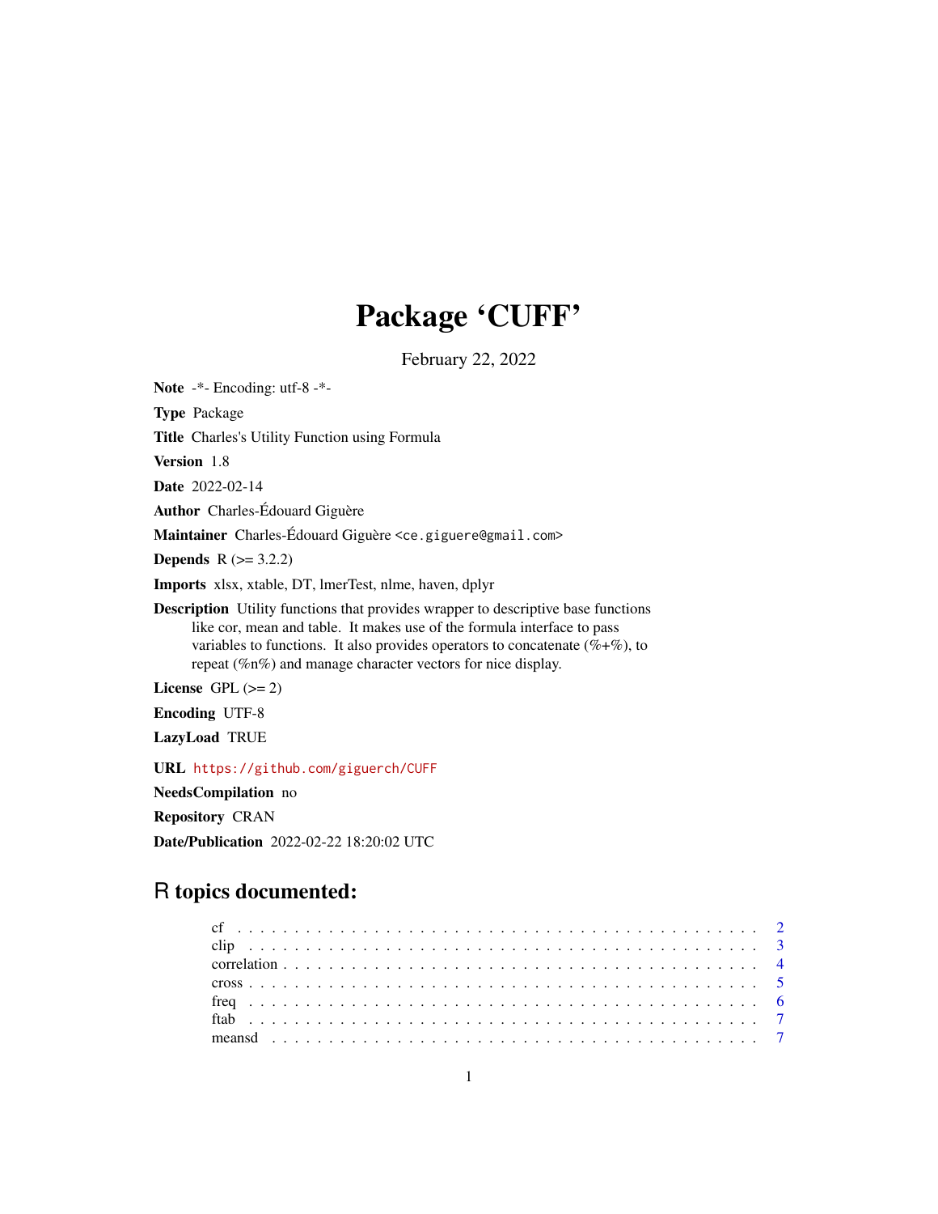# Package 'CUFF'

February 22, 2022

**Note** -\*- Encoding: utf-8 -\*-

**Type** Package

**Title** Charles's Utility Function using Formula

**Version** 1.8

**Date** 2022-02-14

**Author** Charles-Édouard Giguère

**Maintainer** Charles-Édouard Giguère <ce.giguere@gmail.com>

**Depends** R (>= 3.2.2)

**Imports** xlsx, xtable, DT, lmerTest, nlme, haven, dplyr

**Description** Utility functions that provides wrapper to descriptive base functions like cor, mean and table. It makes use of the formula interface to pass variables to functions. It also provides operators to concatenate (%+%), to repeat (%n%) and manage character vectors for nice display.

**License** GPL (>= 2)

**Encoding** UTF-8

**LazyLoad** TRUE

**URL** https://github.com/giguerch/CUFF

**NeedsCompilation** no

**Repository** CRAN

**Date/Publication** 2022-02-22 18:20:02 UTC

## R topics documented:

| | |
|---|---|
| cf | 2 |
| clip | 3 |
| correlation | 4 |
| cross | 5 |
| freq | 6 |
| ftab | 7 |
| meansd | 7 |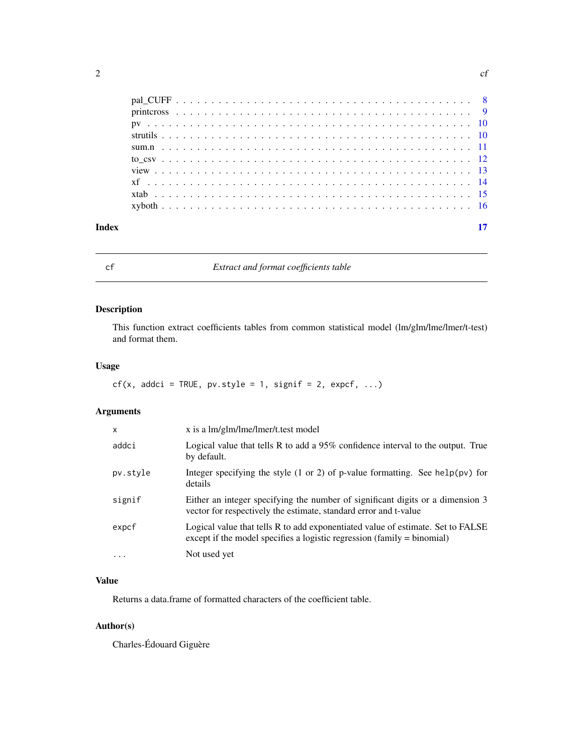| | |
|---|---|
| pal_CUFF | 8 |
| printcross | 9 |
| pv | 10 |
| strutils | 10 |
| sum.n | 11 |
| to_csv | 12 |
| view | 13 |
| xf | 14 |
| xtab | 15 |
| xyboth | 16 |

**Index** **17**

---

## cf — *Extract and format coefficients table*

### Description

This function extract coefficients tables from common statistical model (lm/glm/lme/lmer/t-test) and format them.

### Usage

```
cf(x, addci = TRUE, pv.style = 1, signif = 2, expcf, ...)
```

### Arguments

| | |
|---|---|
| `x` | x is a lm/glm/lme/lmer/t.test model |
| `addci` | Logical value that tells R to add a 95% confidence interval to the output. True by default. |
| `pv.style` | Integer specifying the style (1 or 2) of p-value formatting. See `help(pv)` for details |
| `signif` | Either an integer specifying the number of significant digits or a dimension 3 vector for respectively the estimate, standard error and t-value |
| `expcf` | Logical value that tells R to add exponentiated value of estimate. Set to FALSE except if the model specifies a logistic regression (family = binomial) |
| `...` | Not used yet |

### Value

Returns a data.frame of formatted characters of the coefficient table.

### Author(s)

Charles-Édouard Giguère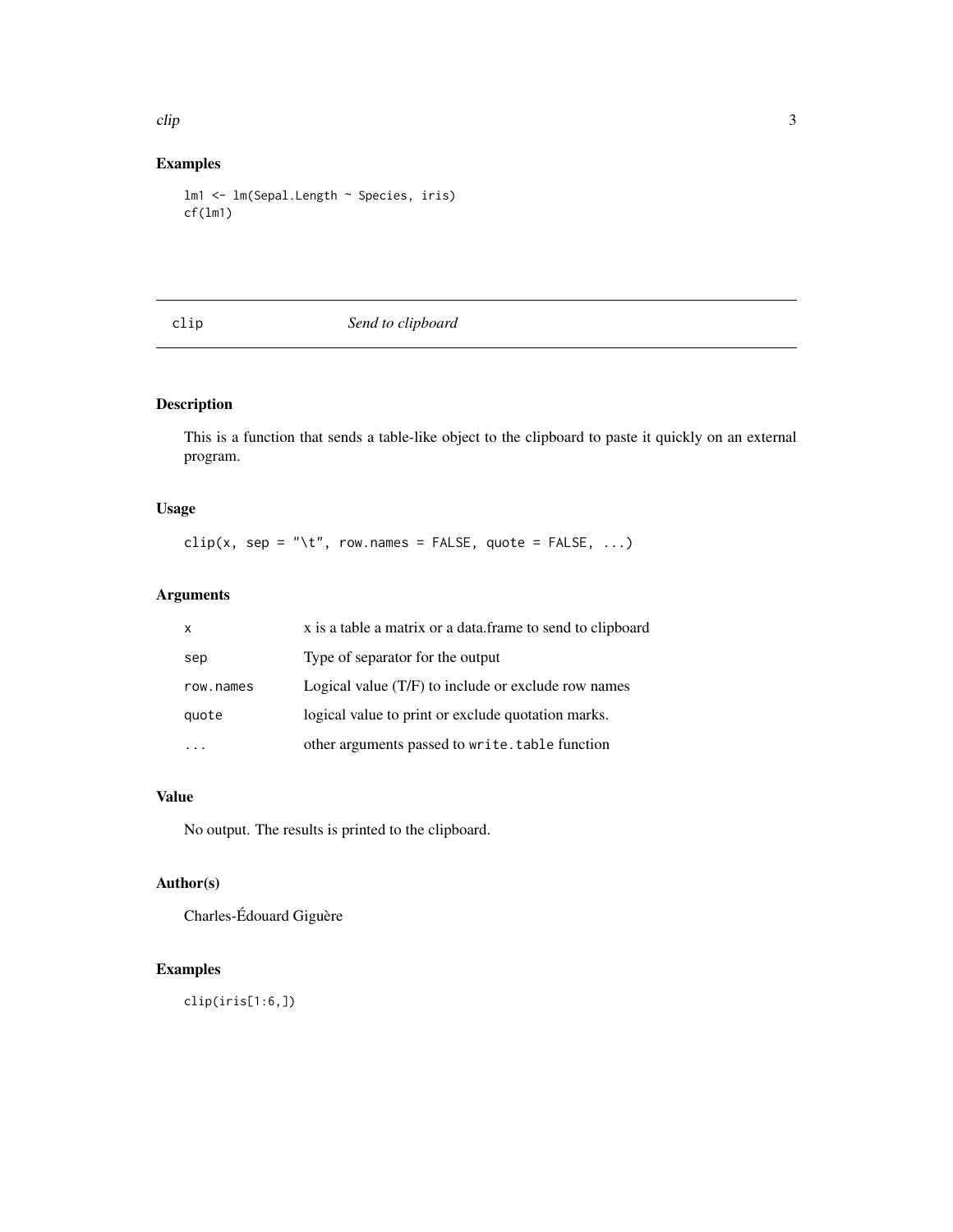## Examples

```
lm1 <- lm(Sepal.Length ~ Species, iris)
cf(lm1)
```

---

# clip — *Send to clipboard*

---

## Description

This is a function that sends a table-like object to the clipboard to paste it quickly on an external program.

## Usage

```
clip(x, sep = "\t", row.names = FALSE, quote = FALSE, ...)
```

## Arguments

| | |
|---|---|
| `x` | x is a table a matrix or a data.frame to send to clipboard |
| `sep` | Type of separator for the output |
| `row.names` | Logical value (T/F) to include or exclude row names |
| `quote` | logical value to print or exclude quotation marks. |
| `...` | other arguments passed to `write.table` function |

## Value

No output. The results is printed to the clipboard.

## Author(s)

Charles-Édouard Giguère

## Examples

```
clip(iris[1:6,])
```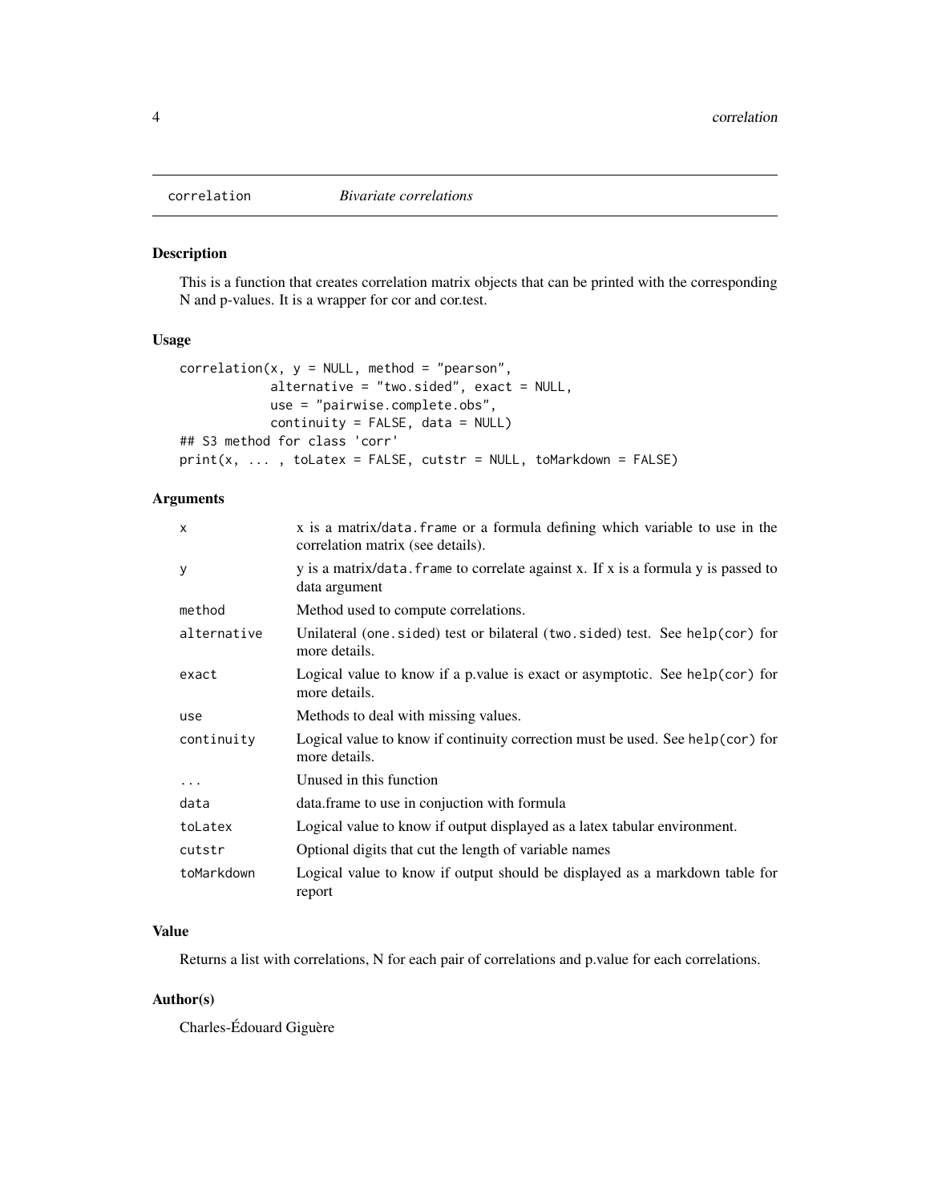## correlation — *Bivariate correlations*

### Description

This is a function that creates correlation matrix objects that can be printed with the corresponding N and p-values. It is a wrapper for cor and cor.test.

### Usage

```
correlation(x, y = NULL, method = "pearson",
            alternative = "two.sided", exact = NULL,
            use = "pairwise.complete.obs",
            continuity = FALSE, data = NULL)
## S3 method for class 'corr'
print(x, ... , toLatex = FALSE, cutstr = NULL, toMarkdown = FALSE)
```

### Arguments

| | |
|---|---|
| `x` | x is a matrix/`data.frame` or a formula defining which variable to use in the correlation matrix (see details). |
| `y` | y is a matrix/`data.frame` to correlate against x. If x is a formula y is passed to data argument |
| `method` | Method used to compute correlations. |
| `alternative` | Unilateral (`one.sided`) test or bilateral (`two.sided`) test. See `help(cor)` for more details. |
| `exact` | Logical value to know if a p.value is exact or asymptotic. See `help(cor)` for more details. |
| `use` | Methods to deal with missing values. |
| `continuity` | Logical value to know if continuity correction must be used. See `help(cor)` for more details. |
| `...` | Unused in this function |
| `data` | data.frame to use in conjuction with formula |
| `toLatex` | Logical value to know if output displayed as a latex tabular environment. |
| `cutstr` | Optional digits that cut the length of variable names |
| `toMarkdown` | Logical value to know if output should be displayed as a markdown table for report |

### Value

Returns a list with correlations, N for each pair of correlations and p.value for each correlations.

### Author(s)

Charles-Édouard Giguère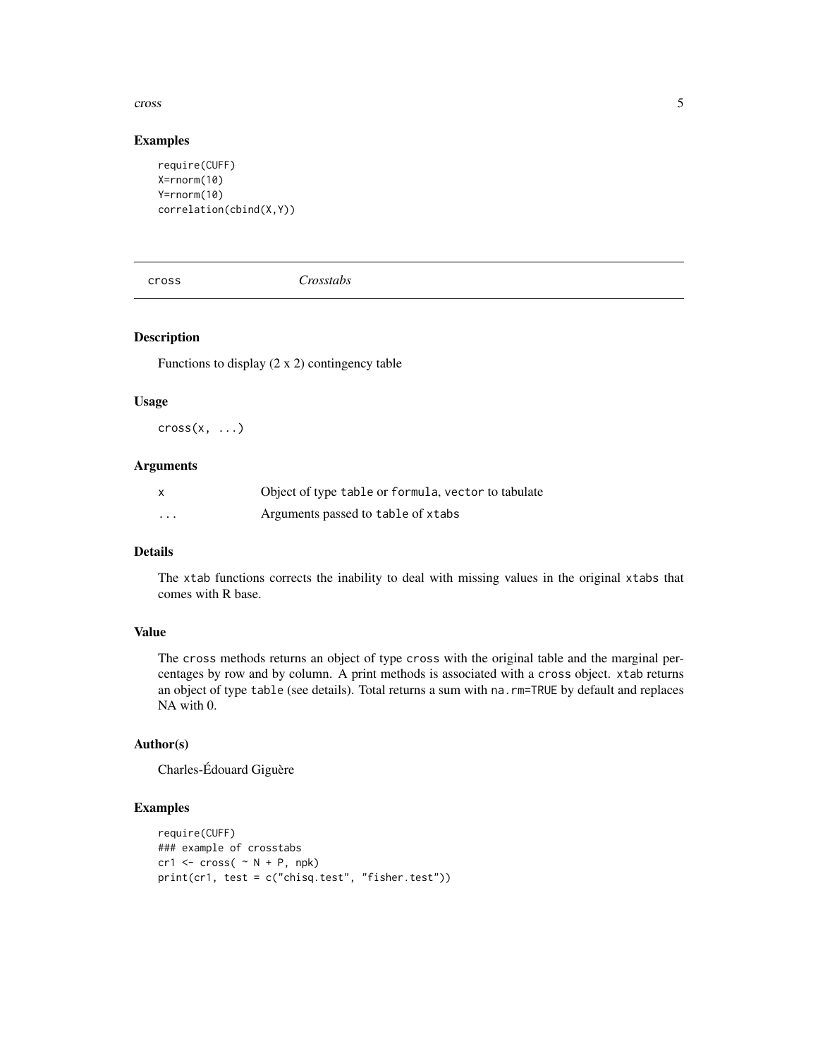### Examples

```
require(CUFF)
X=rnorm(10)
Y=rnorm(10)
correlation(cbind(X,Y))
```

---

## cross — *Crosstabs*

---

### Description

Functions to display (2 x 2) contingency table

### Usage

```
cross(x, ...)
```

### Arguments

| | |
|---|---|
| x | Object of type `table` or `formula`, `vector` to tabulate |
| ... | Arguments passed to `table` of `xtabs` |

### Details

The `xtab` functions corrects the inability to deal with missing values in the original `xtabs` that comes with R base.

### Value

The `cross` methods returns an object of type `cross` with the original table and the marginal percentages by row and by column. A print methods is associated with a `cross` object. `xtab` returns an object of type `table` (see details). Total returns a sum with `na.rm=TRUE` by default and replaces NA with 0.

### Author(s)

Charles-Édouard Giguère

### Examples

```
require(CUFF)
### example of crosstabs
cr1 <- cross( ~ N + P, npk)
print(cr1, test = c("chisq.test", "fisher.test"))
```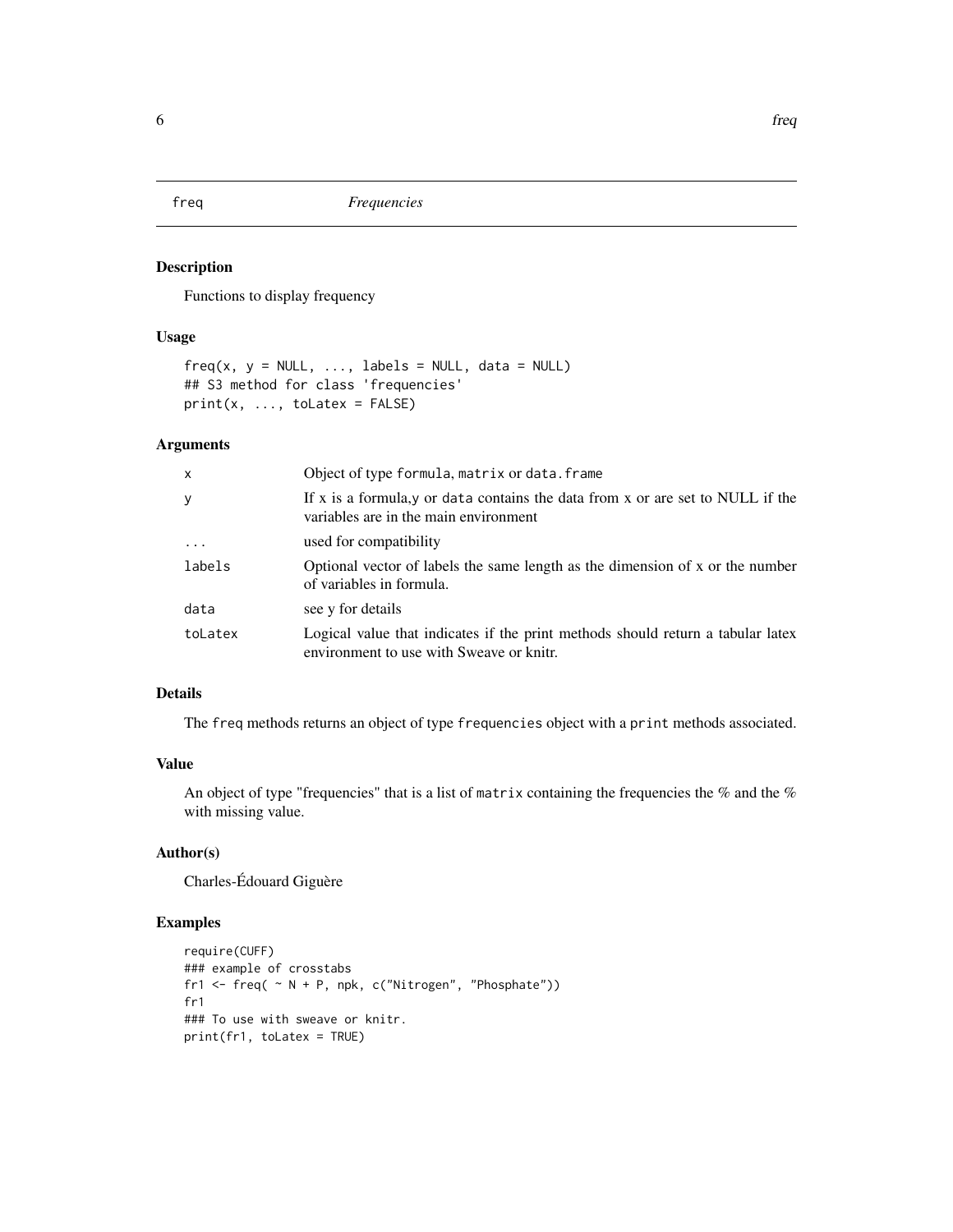# freq — *Frequencies*

## Description

Functions to display frequency

## Usage

```
freq(x, y = NULL, ..., labels = NULL, data = NULL)
## S3 method for class 'frequencies'
print(x, ..., toLatex = FALSE)
```

## Arguments

| | |
|---|---|
| `x` | Object of type `formula`, `matrix` or `data.frame` |
| `y` | If x is a formula,y or `data` contains the data from x or are set to NULL if the variables are in the main environment |
| `...` | used for compatibility |
| `labels` | Optional vector of labels the same length as the dimension of x or the number of variables in formula. |
| `data` | see y for details |
| `toLatex` | Logical value that indicates if the print methods should return a tabular latex environment to use with Sweave or knitr. |

## Details

The `freq` methods returns an object of type `frequencies` object with a `print` methods associated.

## Value

An object of type "frequencies" that is a list of `matrix` containing the frequencies the % and the % with missing value.

## Author(s)

Charles-Édouard Giguère

## Examples

```
require(CUFF)
### example of crosstabs
fr1 <- freq( ~ N + P, npk, c("Nitrogen", "Phosphate"))
fr1
### To use with sweave or knitr.
print(fr1, toLatex = TRUE)
```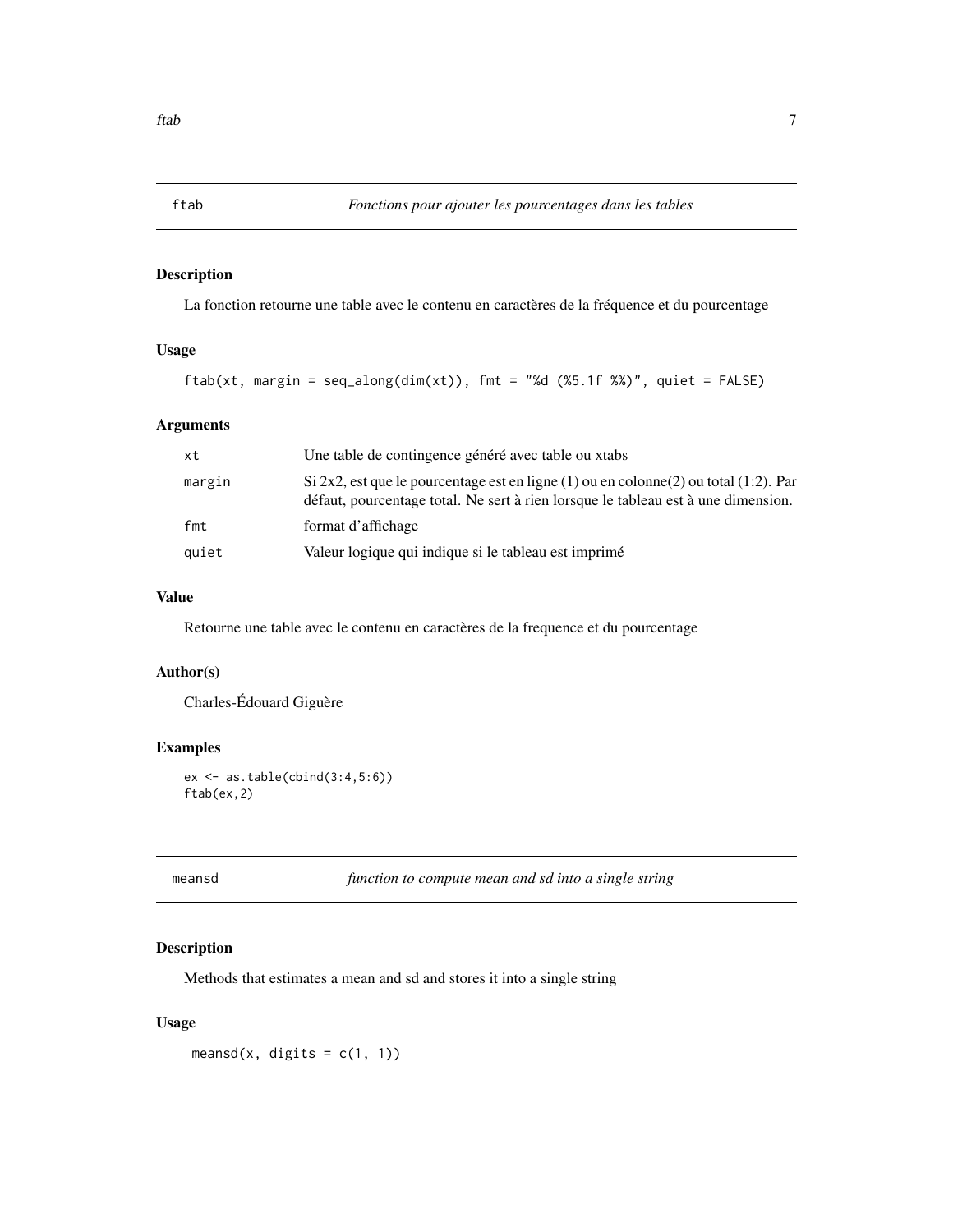## ftab *Fonctions pour ajouter les pourcentages dans les tables*

### Description

La fonction retourne une table avec le contenu en caractères de la fréquence et du pourcentage

### Usage

```
ftab(xt, margin = seq_along(dim(xt)), fmt = "%d (%5.1f %%)", quiet = FALSE)
```

### Arguments

| | |
|---|---|
| xt | Une table de contingence généré avec table ou xtabs |
| margin | Si 2x2, est que le pourcentage est en ligne (1) ou en colonne(2) ou total (1:2). Par défaut, pourcentage total. Ne sert à rien lorsque le tableau est à une dimension. |
| fmt | format d'affichage |
| quiet | Valeur logique qui indique si le tableau est imprimé |

### Value

Retourne une table avec le contenu en caractères de la frequence et du pourcentage

### Author(s)

Charles-Édouard Giguère

### Examples

```
ex <- as.table(cbind(3:4,5:6))
ftab(ex,2)
```

## meansd *function to compute mean and sd into a single string*

### Description

Methods that estimates a mean and sd and stores it into a single string

### Usage

```
meansd(x, digits = c(1, 1))
```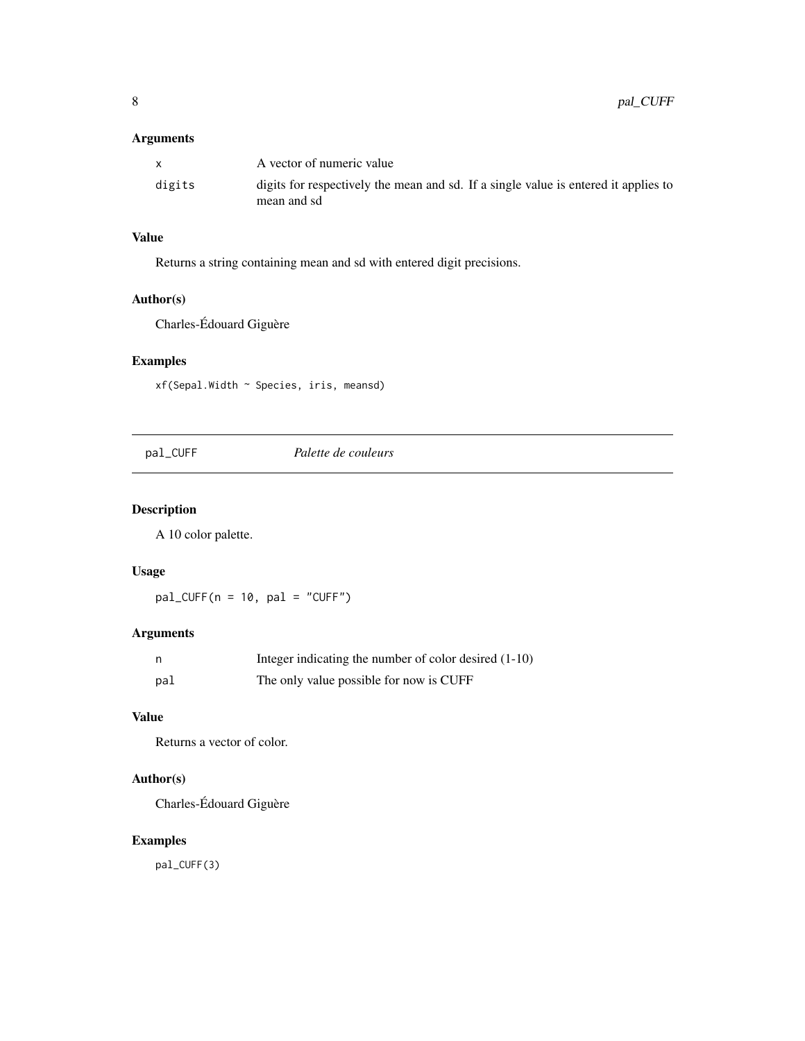### Arguments

| | |
|---|---|
| x | A vector of numeric value |
| digits | digits for respectively the mean and sd. If a single value is entered it applies to mean and sd |

### Value

Returns a string containing mean and sd with entered digit precisions.

### Author(s)

Charles-Édouard Giguère

### Examples

```
xf(Sepal.Width ~ Species, iris, meansd)
```

---

## pal_CUFF &nbsp;&nbsp;&nbsp;&nbsp; *Palette de couleurs*

---

### Description

A 10 color palette.

### Usage

```
pal_CUFF(n = 10, pal = "CUFF")
```

### Arguments

| | |
|---|---|
| n | Integer indicating the number of color desired (1-10) |
| pal | The only value possible for now is CUFF |

### Value

Returns a vector of color.

### Author(s)

Charles-Édouard Giguère

### Examples

```
pal_CUFF(3)
```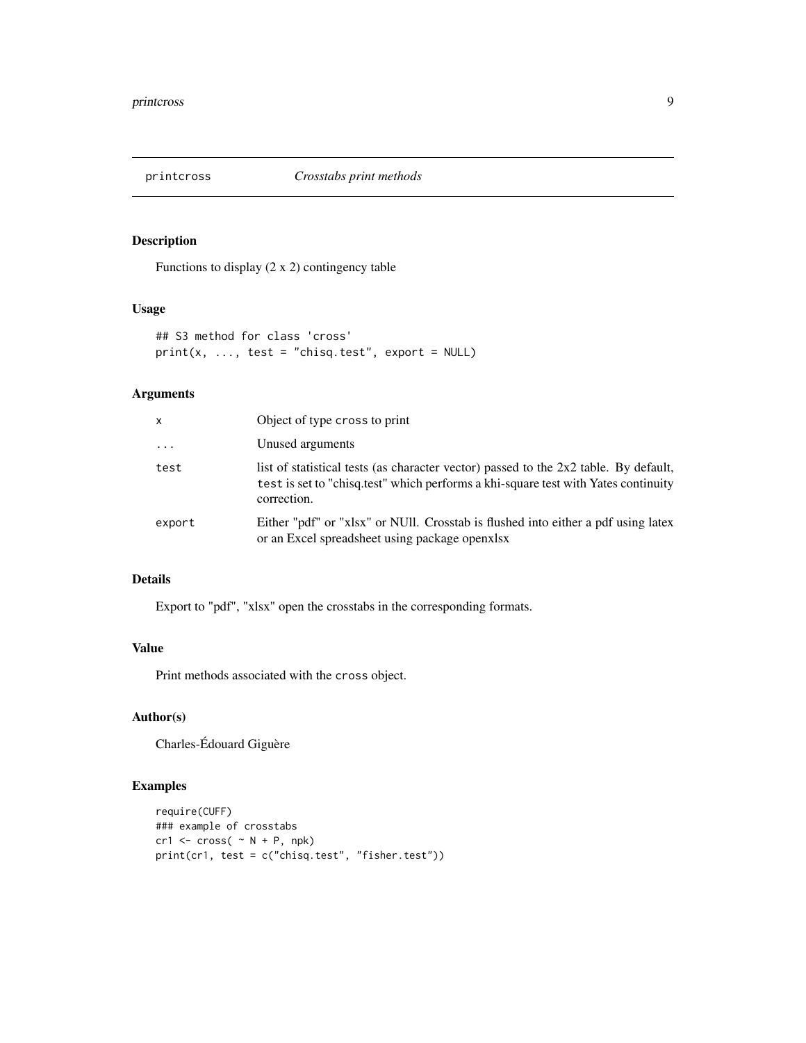printcross *Crosstabs print methods*

## Description

Functions to display (2 x 2) contingency table

## Usage

```
## S3 method for class 'cross'
print(x, ..., test = "chisq.test", export = NULL)
```

## Arguments

| | |
|---|---|
| `x` | Object of type `cross` to print |
| `...` | Unused arguments |
| `test` | list of statistical tests (as character vector) passed to the 2x2 table. By default, `test` is set to "chisq.test" which performs a khi-square test with Yates continuity correction. |
| `export` | Either "pdf" or "xlsx" or NUll. Crosstab is flushed into either a pdf using latex or an Excel spreadsheet using package openxlsx |

## Details

Export to "pdf", "xlsx" open the crosstabs in the corresponding formats.

## Value

Print methods associated with the `cross` object.

## Author(s)

Charles-Édouard Giguère

## Examples

```
require(CUFF)
### example of crosstabs
cr1 <- cross( ~ N + P, npk)
print(cr1, test = c("chisq.test", "fisher.test"))
```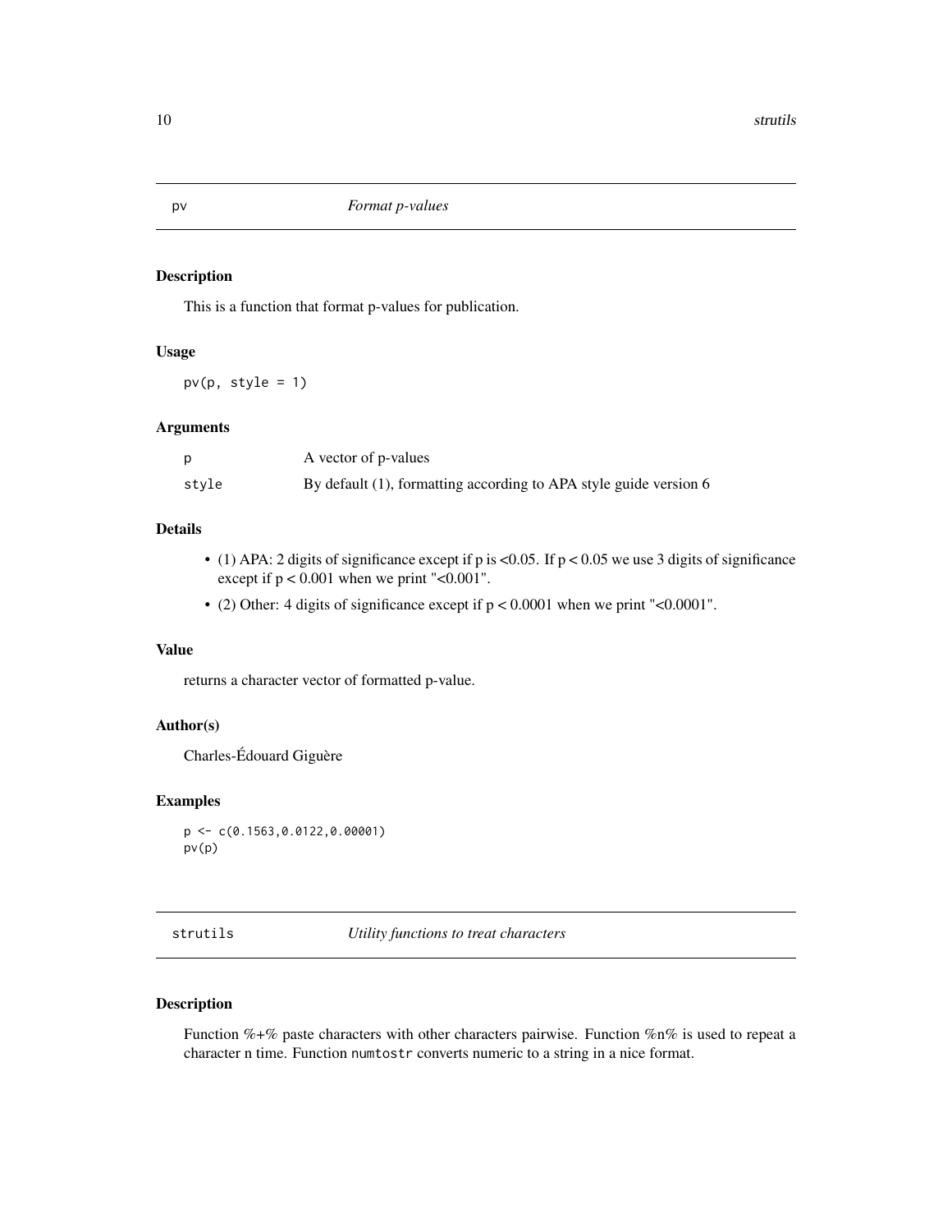## pv *Format p-values*

### Description

This is a function that format p-values for publication.

### Usage

```
pv(p, style = 1)
```

### Arguments

| | |
|---|---|
| p | A vector of p-values |
| style | By default (1), formatting according to APA style guide version 6 |

### Details

- (1) APA: 2 digits of significance except if p is <0.05. If $p < 0.05$ we use 3 digits of significance except if $p < 0.001$ when we print "<0.001".
- (2) Other: 4 digits of significance except if $p < 0.0001$ when we print "<0.0001".

### Value

returns a character vector of formatted p-value.

### Author(s)

Charles-Édouard Giguère

### Examples

```
p <- c(0.1563,0.0122,0.00001)
pv(p)
```

## strutils *Utility functions to treat characters*

### Description

Function %+% paste characters with other characters pairwise. Function %n% is used to repeat a character n time. Function `numtostr` converts numeric to a string in a nice format.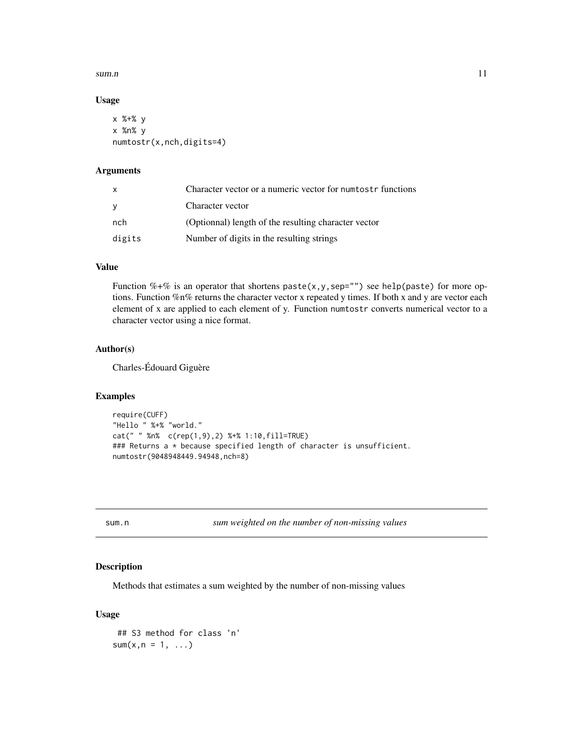### Usage

```
x %+% y
x %n% y
numtostr(x,nch,digits=4)
```

### Arguments

| | |
|---|---|
| x | Character vector or a numeric vector for numtostr functions |
| y | Character vector |
| nch | (Optionnal) length of the resulting character vector |
| digits | Number of digits in the resulting strings |

### Value

Function %+% is an operator that shortens `paste(x,y,sep="")` see `help(paste)` for more options. Function %n% returns the character vector x repeated y times. If both x and y are vector each element of x are applied to each element of y. Function `numtostr` converts numerical vector to a character vector using a nice format.

### Author(s)

Charles-Édouard Giguère

### Examples

```
require(CUFF)
"Hello " %+% "world."
cat(" " %n%  c(rep(1,9),2) %+% 1:10,fill=TRUE)
### Returns a * because specified length of character is unsufficient.
numtostr(9048948449.94948,nch=8)
```

---

## sum.n — *sum weighted on the number of non-missing values*

### Description

Methods that estimates a sum weighted by the number of non-missing values

### Usage

```
 ## S3 method for class 'n'
sum(x,n = 1, ...)
```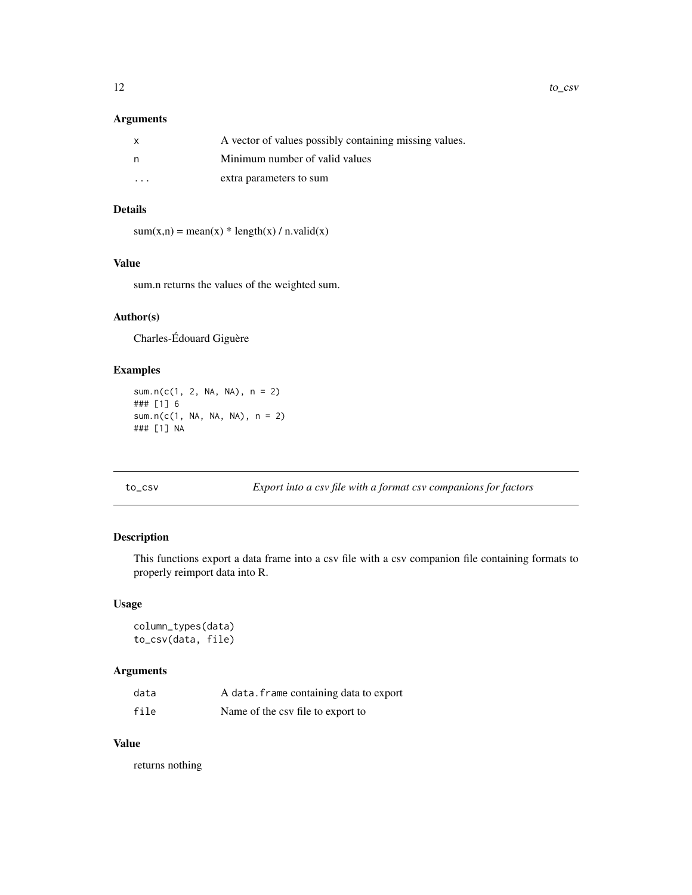### Arguments

| | |
|---|---|
| x | A vector of values possibly containing missing values. |
| n | Minimum number of valid values |
| ... | extra parameters to sum |

### Details

sum(x,n) = mean(x) * length(x) / n.valid(x)

### Value

sum.n returns the values of the weighted sum.

### Author(s)

Charles-Édouard Giguère

### Examples

```
sum.n(c(1, 2, NA, NA), n = 2)
### [1] 6
sum.n(c(1, NA, NA, NA), n = 2)
### [1] NA
```

---

## to_csv — *Export into a csv file with a format csv companions for factors*

---

### Description

This functions export a data frame into a csv file with a csv companion file containing formats to properly reimport data into R.

### Usage

```
column_types(data)
to_csv(data, file)
```

### Arguments

| | |
|---|---|
| data | A `data.frame` containing data to export |
| file | Name of the csv file to export to |

### Value

returns nothing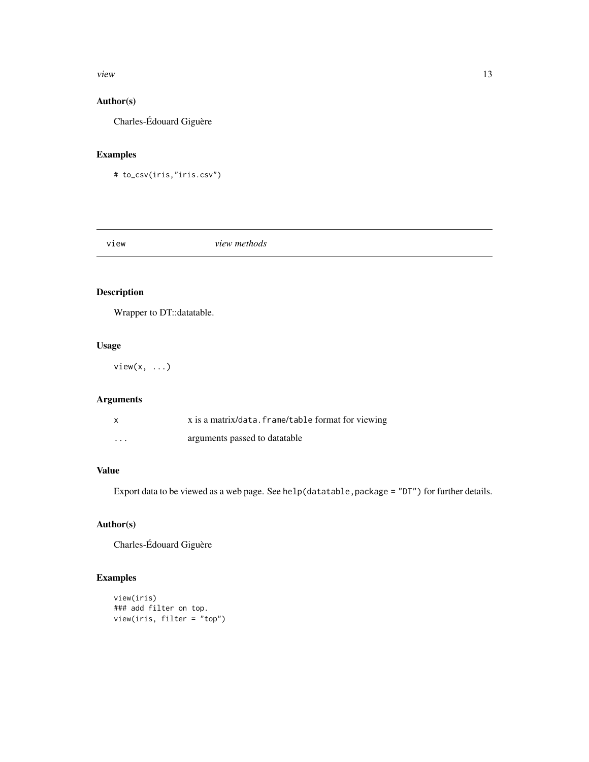## Author(s)

Charles-Édouard Giguère

## Examples

```
# to_csv(iris,"iris.csv")
```

---

`view` *view methods*

---

## Description

Wrapper to DT::datatable.

## Usage

```
view(x, ...)
```

## Arguments

| | |
|---|---|
| `x` | x is a matrix/`data.frame`/`table` format for viewing |
| `...` | arguments passed to datatable |

## Value

Export data to be viewed as a web page. See `help(datatable,package = "DT")` for further details.

## Author(s)

Charles-Édouard Giguère

## Examples

```
view(iris)
### add filter on top.
view(iris, filter = "top")
```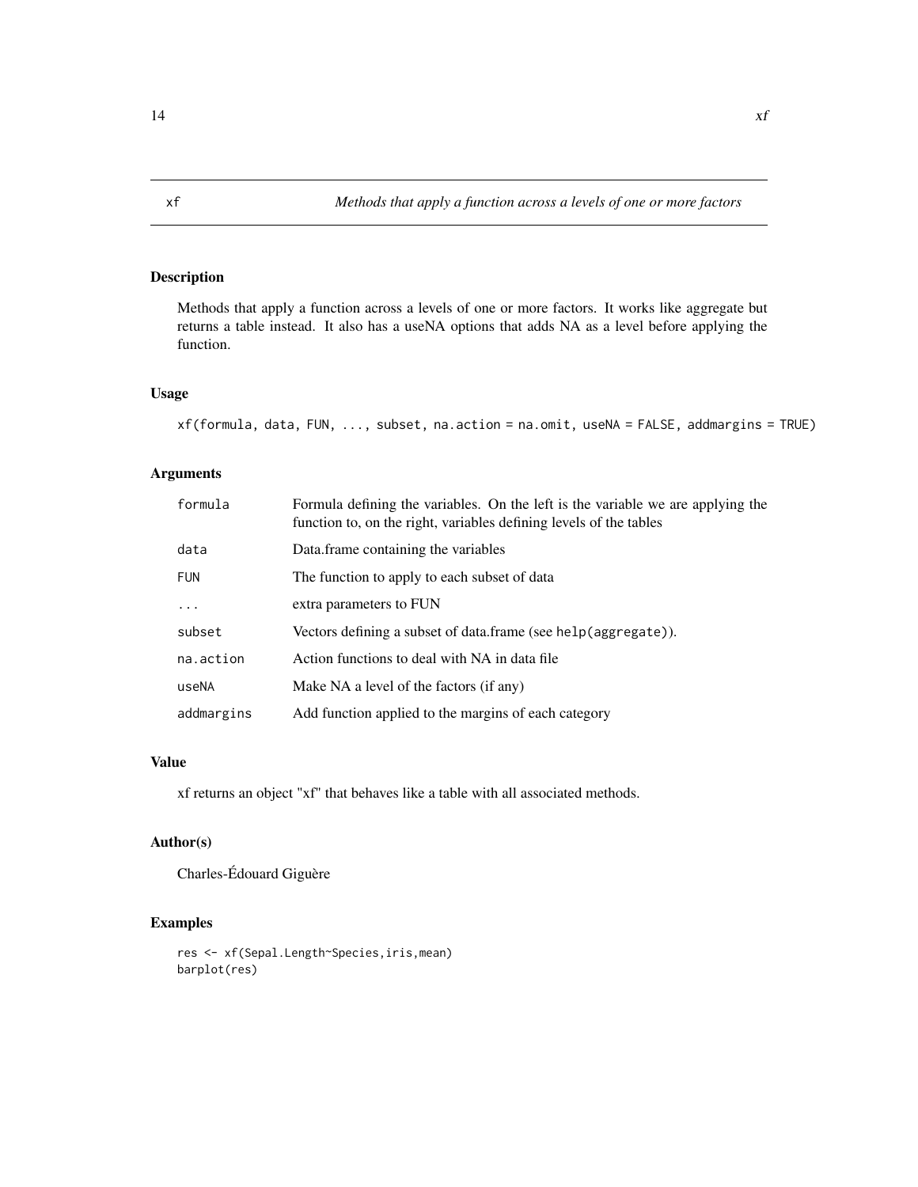# xf — *Methods that apply a function across a levels of one or more factors*

## Description

Methods that apply a function across a levels of one or more factors. It works like aggregate but returns a table instead. It also has a useNA options that adds NA as a level before applying the function.

## Usage

```
xf(formula, data, FUN, ..., subset, na.action = na.omit, useNA = FALSE, addmargins = TRUE)
```

## Arguments

| Argument | Description |
|---|---|
| `formula` | Formula defining the variables. On the left is the variable we are applying the function to, on the right, variables defining levels of the tables |
| `data` | Data.frame containing the variables |
| `FUN` | The function to apply to each subset of data |
| `...` | extra parameters to FUN |
| `subset` | Vectors defining a subset of data.frame (see `help(aggregate)`). |
| `na.action` | Action functions to deal with NA in data file |
| `useNA` | Make NA a level of the factors (if any) |
| `addmargins` | Add function applied to the margins of each category |

## Value

xf returns an object "xf" that behaves like a table with all associated methods.

## Author(s)

Charles-Édouard Giguère

## Examples

```
res <- xf(Sepal.Length~Species,iris,mean)
barplot(res)
```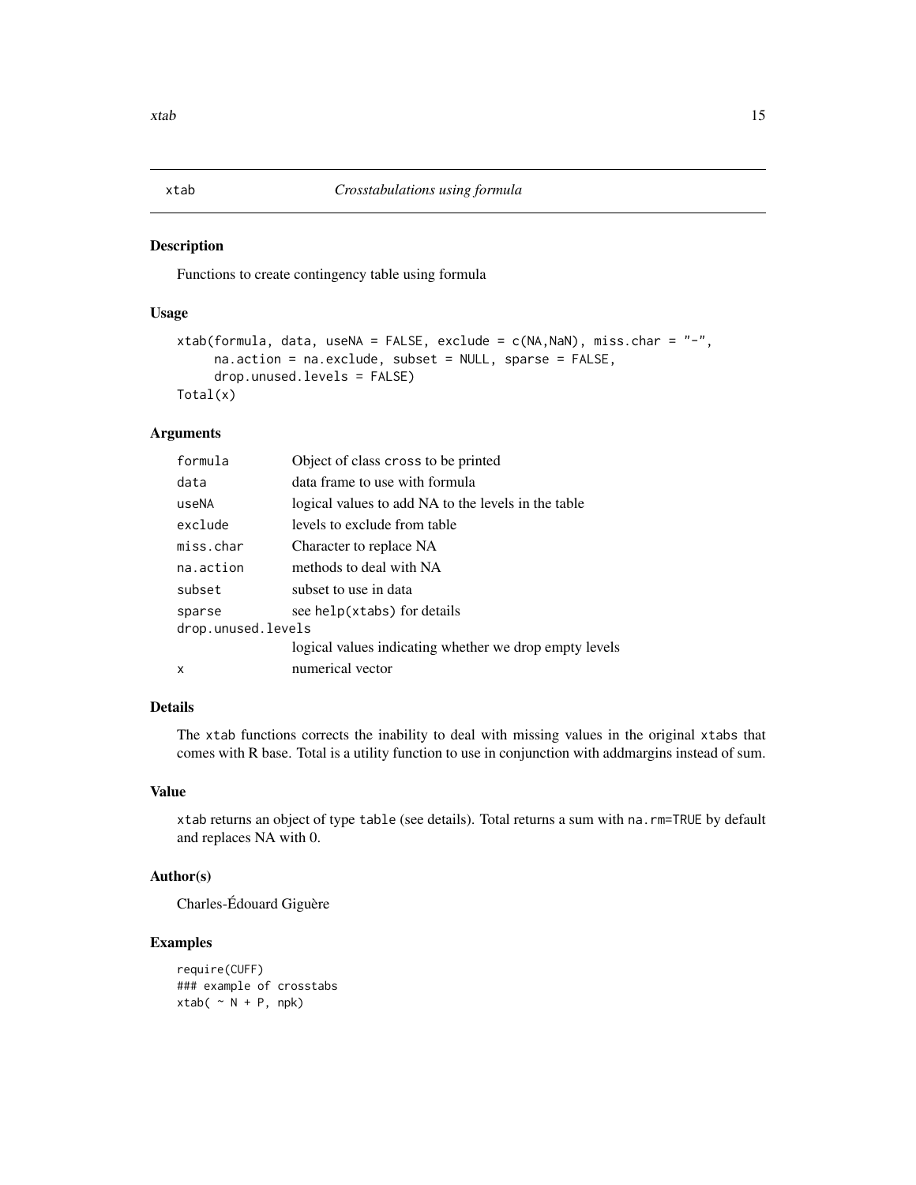## xtab — *Crosstabulations using formula*

### Description

Functions to create contingency table using formula

### Usage

```
xtab(formula, data, useNA = FALSE, exclude = c(NA,NaN), miss.char = "-",
     na.action = na.exclude, subset = NULL, sparse = FALSE,
     drop.unused.levels = FALSE)
Total(x)
```

### Arguments

| | |
|---|---|
| `formula` | Object of class `cross` to be printed |
| `data` | data frame to use with formula |
| `useNA` | logical values to add NA to the levels in the table |
| `exclude` | levels to exclude from table |
| `miss.char` | Character to replace NA |
| `na.action` | methods to deal with NA |
| `subset` | subset to use in data |
| `sparse` | see `help(xtabs)` for details |
| `drop.unused.levels` | logical values indicating whether we drop empty levels |
| `x` | numerical vector |

### Details

The `xtab` functions corrects the inability to deal with missing values in the original `xtabs` that comes with R base. Total is a utility function to use in conjunction with addmargins instead of sum.

### Value

`xtab` returns an object of type `table` (see details). Total returns a sum with `na.rm=TRUE` by default and replaces NA with 0.

### Author(s)

Charles-Édouard Giguère

### Examples

```
require(CUFF)
### example of crosstabs
xtab( ~ N + P, npk)
```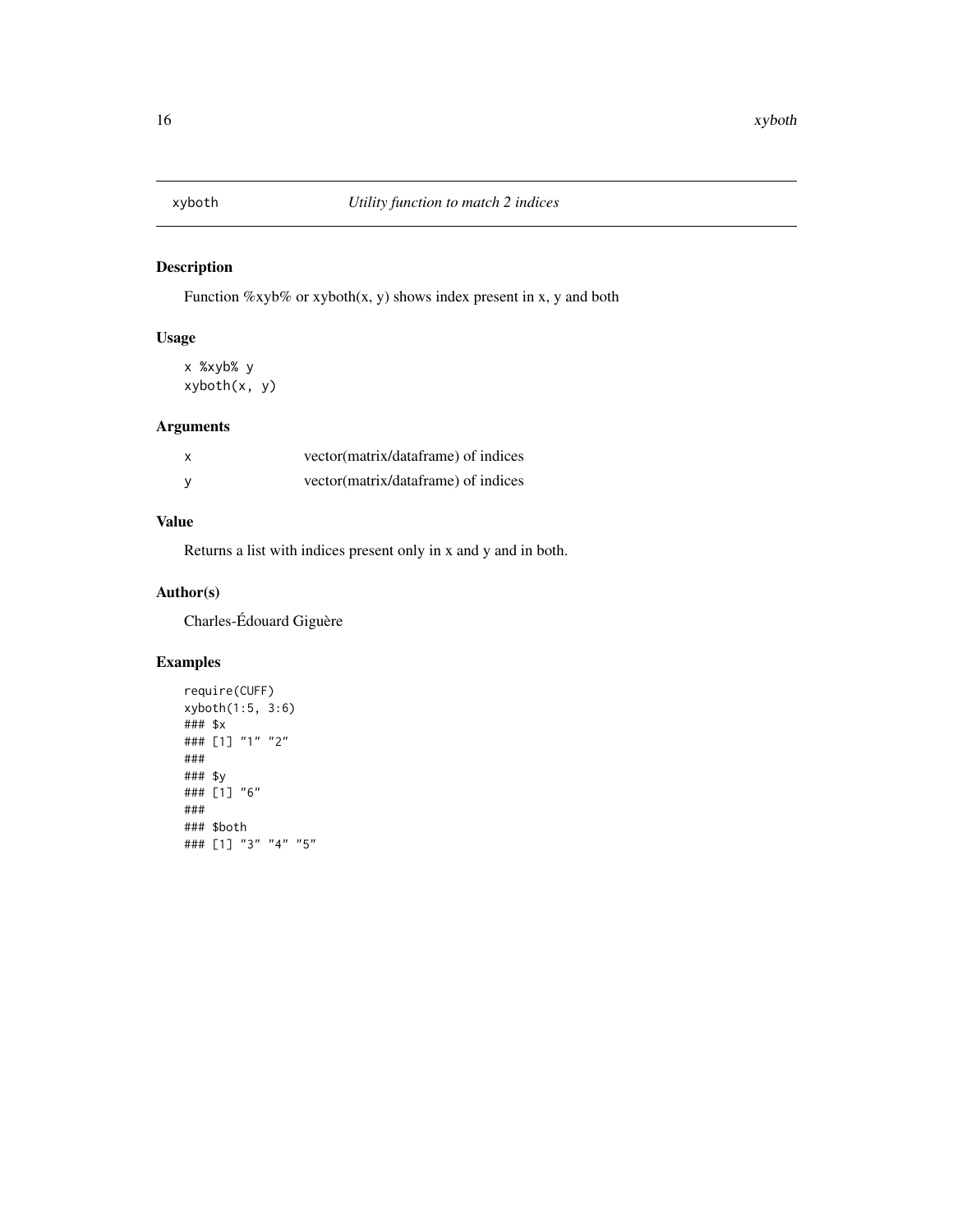## xyboth — *Utility function to match 2 indices*

### Description

Function %xyb% or xyboth(x, y) shows index present in x, y and both

### Usage

```
x %xyb% y
xyboth(x, y)
```

### Arguments

| | |
|---|---|
| x | vector(matrix/dataframe) of indices |
| y | vector(matrix/dataframe) of indices |

### Value

Returns a list with indices present only in x and y and in both.

### Author(s)

Charles-Édouard Giguère

### Examples

```
require(CUFF)
xyboth(1:5, 3:6)
### $x
### [1] "1" "2"
###
### $y
### [1] "6"
###
### $both
### [1] "3" "4" "5"
```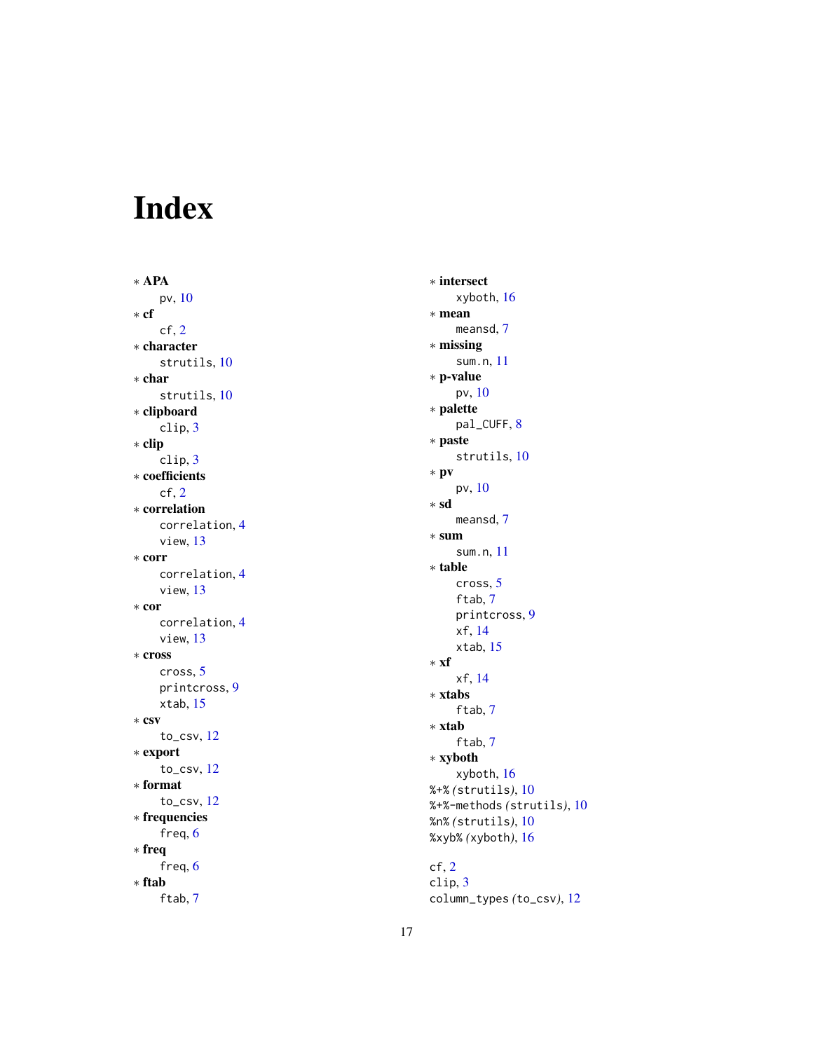# Index

∗ **APA**
    pv, 10
∗ **cf**
    cf, 2
∗ **character**
    strutils, 10
∗ **char**
    strutils, 10
∗ **clipboard**
    clip, 3
∗ **clip**
    clip, 3
∗ **coefficients**
    cf, 2
∗ **correlation**
    correlation, 4
    view, 13
∗ **corr**
    correlation, 4
    view, 13
∗ **cor**
    correlation, 4
    view, 13
∗ **cross**
    cross, 5
    printcross, 9
    xtab, 15
∗ **csv**
    to_csv, 12
∗ **export**
    to_csv, 12
∗ **format**
    to_csv, 12
∗ **frequencies**
    freq, 6
∗ **freq**
    freq, 6
∗ **ftab**
    ftab, 7
∗ **intersect**
    xyboth, 16
∗ **mean**
    meansd, 7
∗ **missing**
    sum.n, 11
∗ **p-value**
    pv, 10
∗ **palette**
    pal_CUFF, 8
∗ **paste**
    strutils, 10
∗ **pv**
    pv, 10
∗ **sd**
    meansd, 7
∗ **sum**
    sum.n, 11
∗ **table**
    cross, 5
    ftab, 7
    printcross, 9
    xf, 14
    xtab, 15
∗ **xf**
    xf, 14
∗ **xtabs**
    ftab, 7
∗ **xtab**
    ftab, 7
∗ **xyboth**
    xyboth, 16

%+% *(strutils)*, 10
%+%-methods *(strutils)*, 10
%n% *(strutils)*, 10
%xyb% *(xyboth)*, 16

cf, 2
clip, 3
column_types *(to_csv)*, 12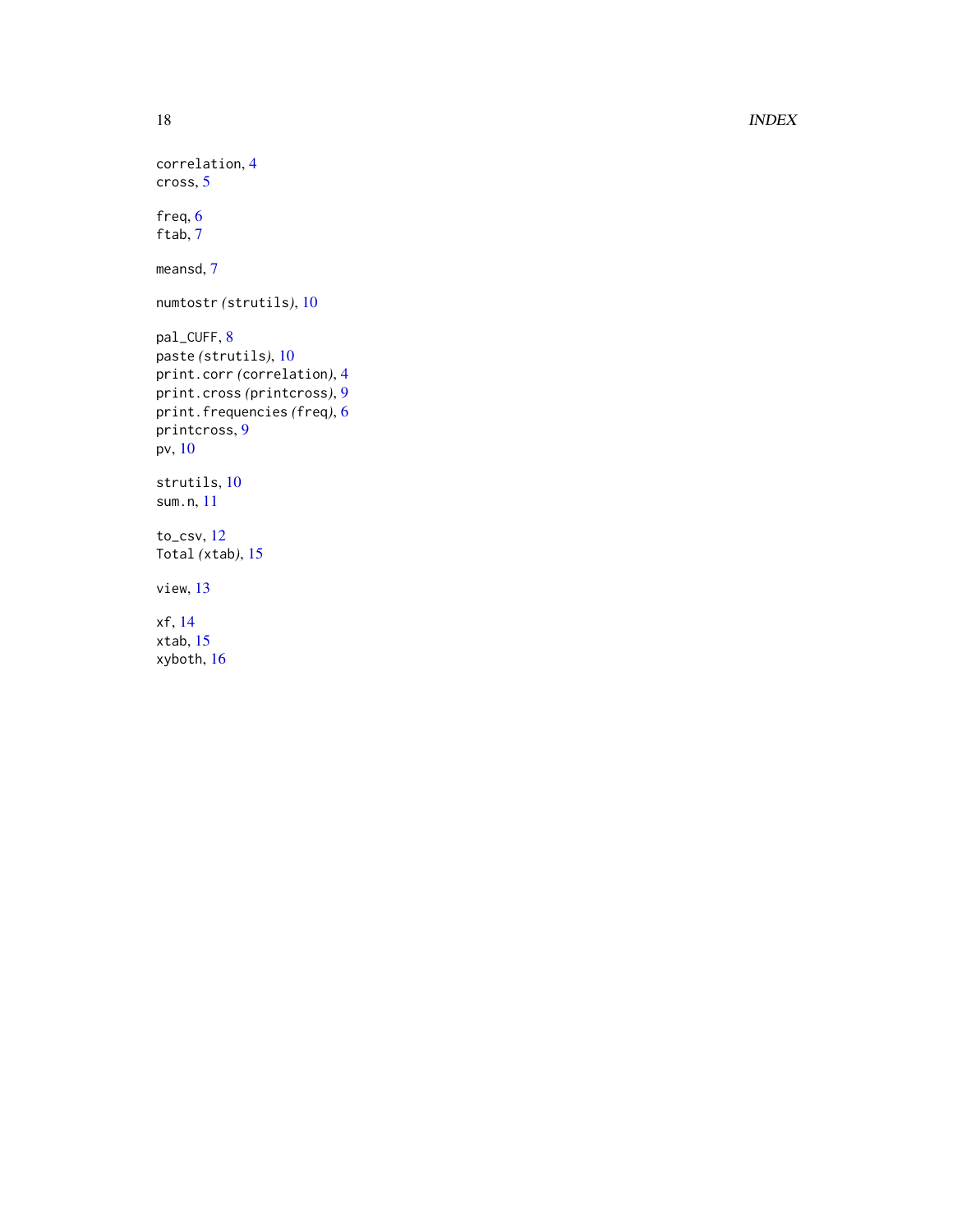correlation, 4
cross, 5

freq, 6
ftab, 7

meansd, 7

numtostr *(*strutils*)*, 10

pal_CUFF, 8
paste *(*strutils*)*, 10
print.corr *(*correlation*)*, 4
print.cross *(*printcross*)*, 9
print.frequencies *(*freq*)*, 6
printcross, 9
pv, 10

strutils, 10
sum.n, 11

to_csv, 12
Total *(*xtab*)*, 15

view, 13

xf, 14
xtab, 15
xyboth, 16